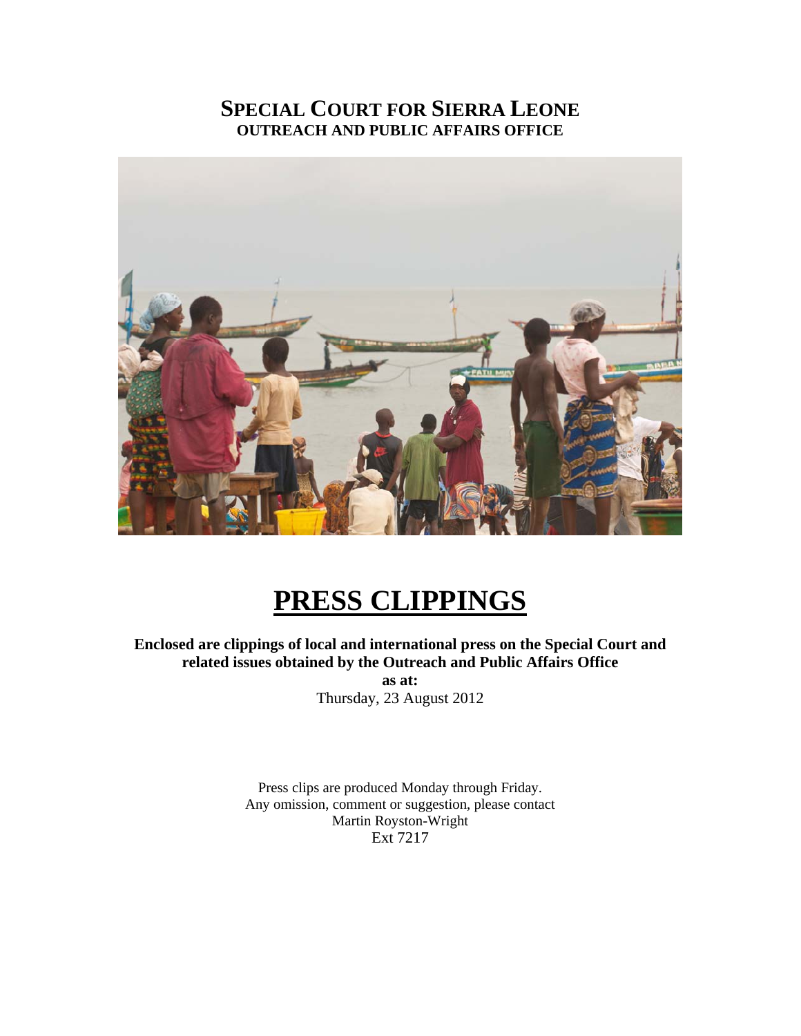# SPECIAL COURT FOR SIERRA LEONE
## OUTREACH AND PUBLIC AFFAIRS OFFICE

# PRESS CLIPPINGS

**Enclosed are clippings of local and international press on the Special Court and related issues obtained by the Outreach and Public Affairs Office**

**as at:**

Thursday, 23 August 2012

Press clips are produced Monday through Friday.
Any omission, comment or suggestion, please contact
Martin Royston-Wright
Ext 7217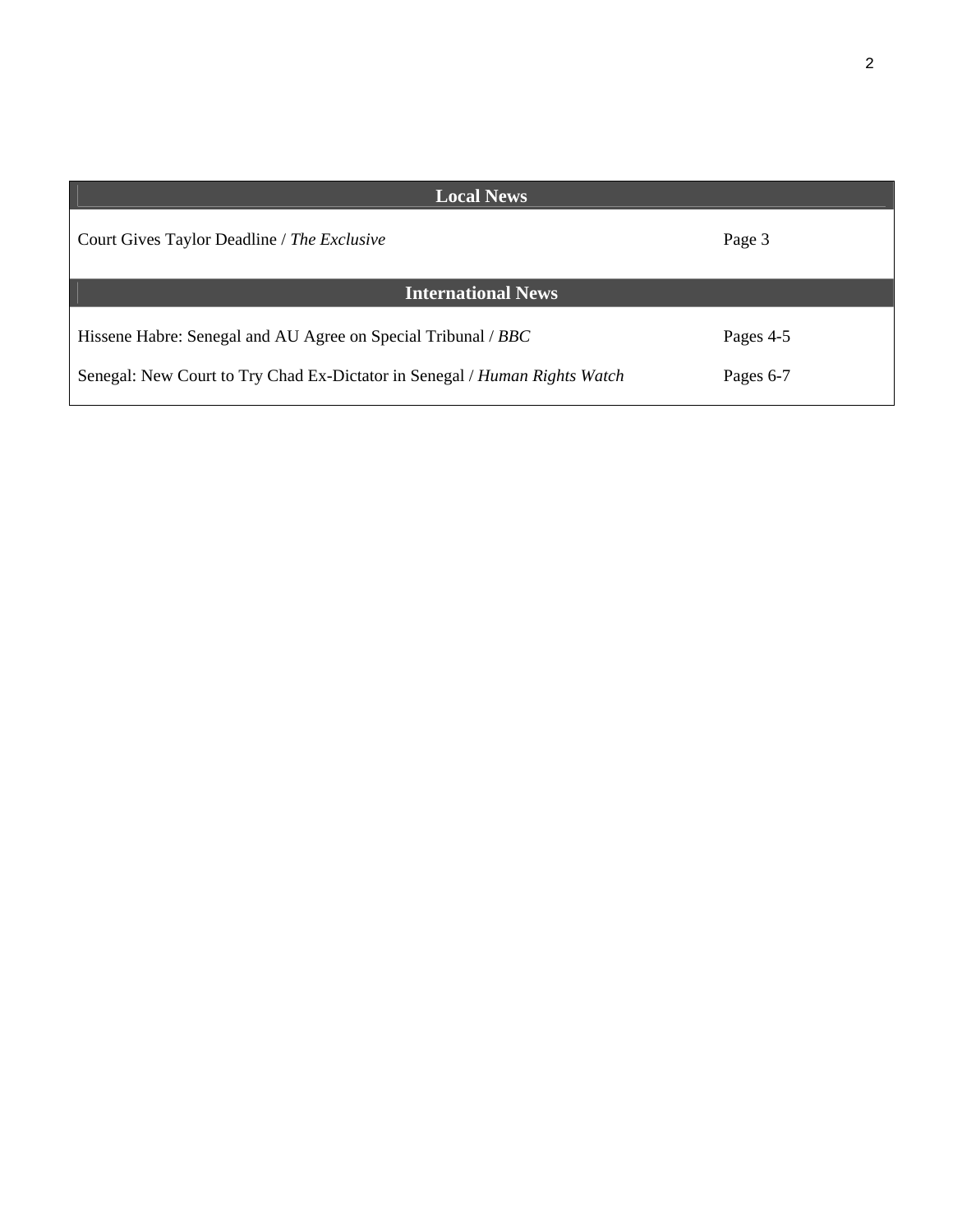| Local News | |
|---|---|
| Court Gives Taylor Deadline / *The Exclusive* | Page 3 |
| **International News** | |
| Hissene Habre: Senegal and AU Agree on Special Tribunal / *BBC* | Pages 4-5 |
| Senegal: New Court to Try Chad Ex-Dictator in Senegal / *Human Rights Watch* | Pages 6-7 |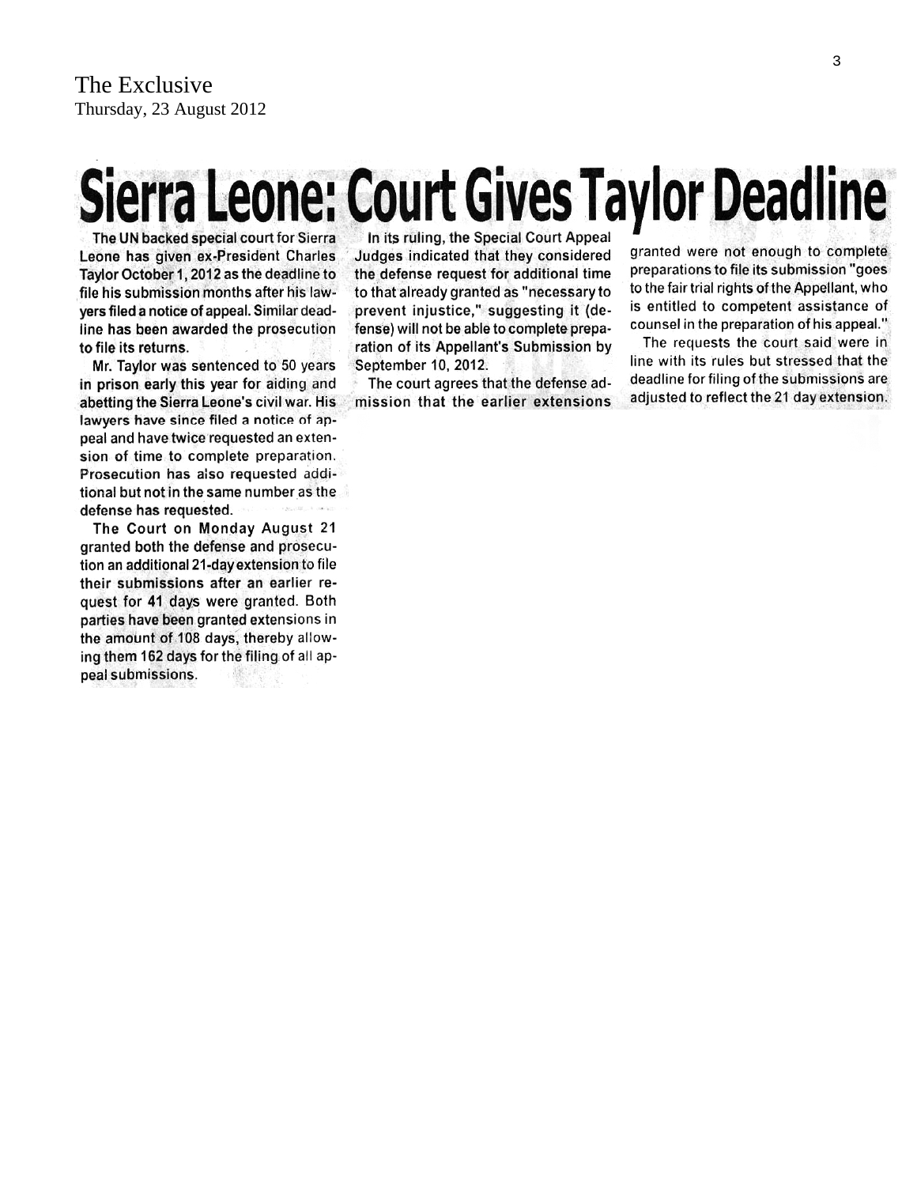The Exclusive
Thursday, 23 August 2012

# Sierra Leone: Court Gives Taylor Deadline

The UN backed special court for Sierra Leone has given ex-President Charles Taylor October 1, 2012 as the deadline to file his submission months after his lawyers filed a notice of appeal. Similar deadline has been awarded the prosecution to file its returns.

Mr. Taylor was sentenced to 50 years in prison early this year for aiding and abetting the Sierra Leone's civil war. His lawyers have since filed a notice of appeal and have twice requested an extension of time to complete preparation. Prosecution has also requested additional but not in the same number as the defense has requested.

The Court on Monday August 21 granted both the defense and prosecution an additional 21-day extension to file their submissions after an earlier request for 41 days were granted. Both parties have been granted extensions in the amount of 108 days, thereby allowing them 162 days for the filing of all appeal submissions.

In its ruling, the Special Court Appeal Judges indicated that they considered the defense request for additional time to that already granted as "necessary to prevent injustice," suggesting it (defense) will not be able to complete preparation of its Appellant's Submission by September 10, 2012.

The court agrees that the defense admission that the earlier extensions granted were not enough to complete preparations to file its submission "goes to the fair trial rights of the Appellant, who is entitled to competent assistance of counsel in the preparation of his appeal."

The requests the court said were in line with its rules but stressed that the deadline for filing of the submissions are adjusted to reflect the 21 day extension.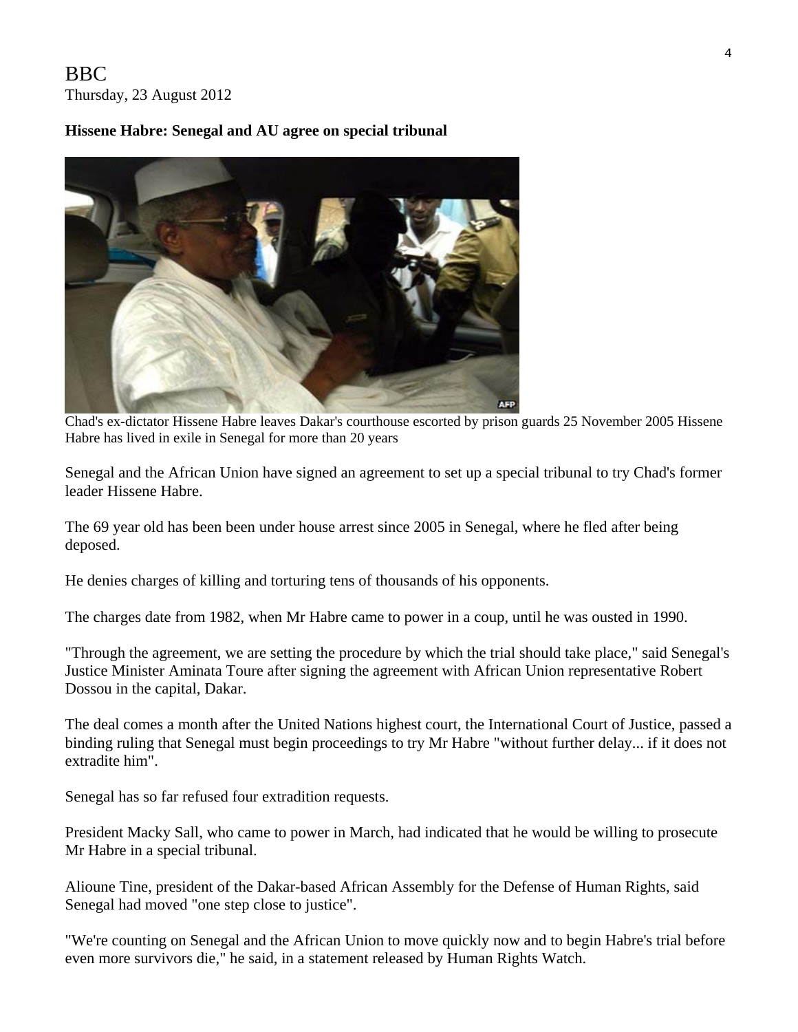BBC
Thursday, 23 August 2012

**Hissene Habre: Senegal and AU agree on special tribunal**

Chad's ex-dictator Hissene Habre leaves Dakar's courthouse escorted by prison guards 25 November 2005 Hissene Habre has lived in exile in Senegal for more than 20 years

Senegal and the African Union have signed an agreement to set up a special tribunal to try Chad's former leader Hissene Habre.

The 69 year old has been been under house arrest since 2005 in Senegal, where he fled after being deposed.

He denies charges of killing and torturing tens of thousands of his opponents.

The charges date from 1982, when Mr Habre came to power in a coup, until he was ousted in 1990.

"Through the agreement, we are setting the procedure by which the trial should take place," said Senegal's Justice Minister Aminata Toure after signing the agreement with African Union representative Robert Dossou in the capital, Dakar.

The deal comes a month after the United Nations highest court, the International Court of Justice, passed a binding ruling that Senegal must begin proceedings to try Mr Habre "without further delay... if it does not extradite him".

Senegal has so far refused four extradition requests.

President Macky Sall, who came to power in March, had indicated that he would be willing to prosecute Mr Habre in a special tribunal.

Alioune Tine, president of the Dakar-based African Assembly for the Defense of Human Rights, said Senegal had moved "one step close to justice".

"We're counting on Senegal and the African Union to move quickly now and to begin Habre's trial before even more survivors die," he said, in a statement released by Human Rights Watch.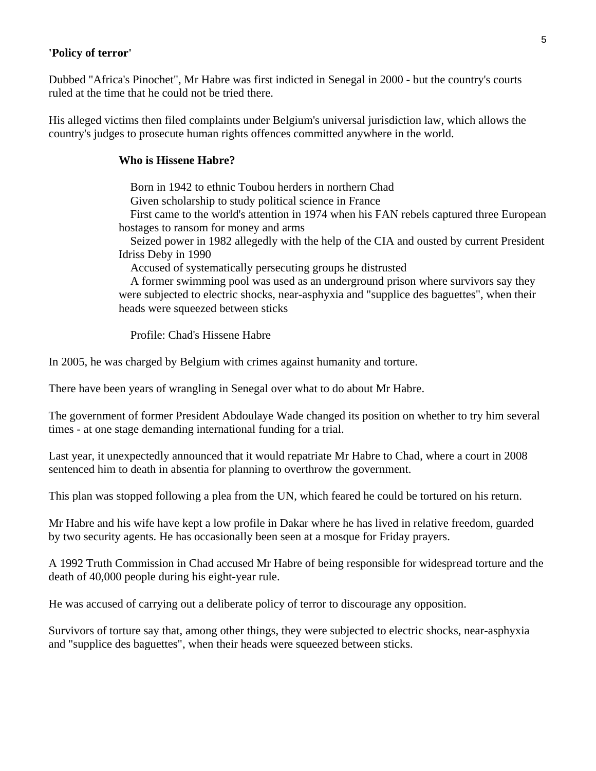**'Policy of terror'**

Dubbed "Africa's Pinochet", Mr Habre was first indicted in Senegal in 2000 - but the country's courts ruled at the time that he could not be tried there.

His alleged victims then filed complaints under Belgium's universal jurisdiction law, which allows the country's judges to prosecute human rights offences committed anywhere in the world.

**Who is Hissene Habre?**

- Born in 1942 to ethnic Toubou herders in northern Chad
- Given scholarship to study political science in France
- First came to the world's attention in 1974 when his FAN rebels captured three European hostages to ransom for money and arms
- Seized power in 1982 allegedly with the help of the CIA and ousted by current President Idriss Deby in 1990
- Accused of systematically persecuting groups he distrusted
- A former swimming pool was used as an underground prison where survivors say they were subjected to electric shocks, near-asphyxia and "supplice des baguettes", when their heads were squeezed between sticks

Profile: Chad's Hissene Habre

In 2005, he was charged by Belgium with crimes against humanity and torture.

There have been years of wrangling in Senegal over what to do about Mr Habre.

The government of former President Abdoulaye Wade changed its position on whether to try him several times - at one stage demanding international funding for a trial.

Last year, it unexpectedly announced that it would repatriate Mr Habre to Chad, where a court in 2008 sentenced him to death in absentia for planning to overthrow the government.

This plan was stopped following a plea from the UN, which feared he could be tortured on his return.

Mr Habre and his wife have kept a low profile in Dakar where he has lived in relative freedom, guarded by two security agents. He has occasionally been seen at a mosque for Friday prayers.

A 1992 Truth Commission in Chad accused Mr Habre of being responsible for widespread torture and the death of 40,000 people during his eight-year rule.

He was accused of carrying out a deliberate policy of terror to discourage any opposition.

Survivors of torture say that, among other things, they were subjected to electric shocks, near-asphyxia and "supplice des baguettes", when their heads were squeezed between sticks.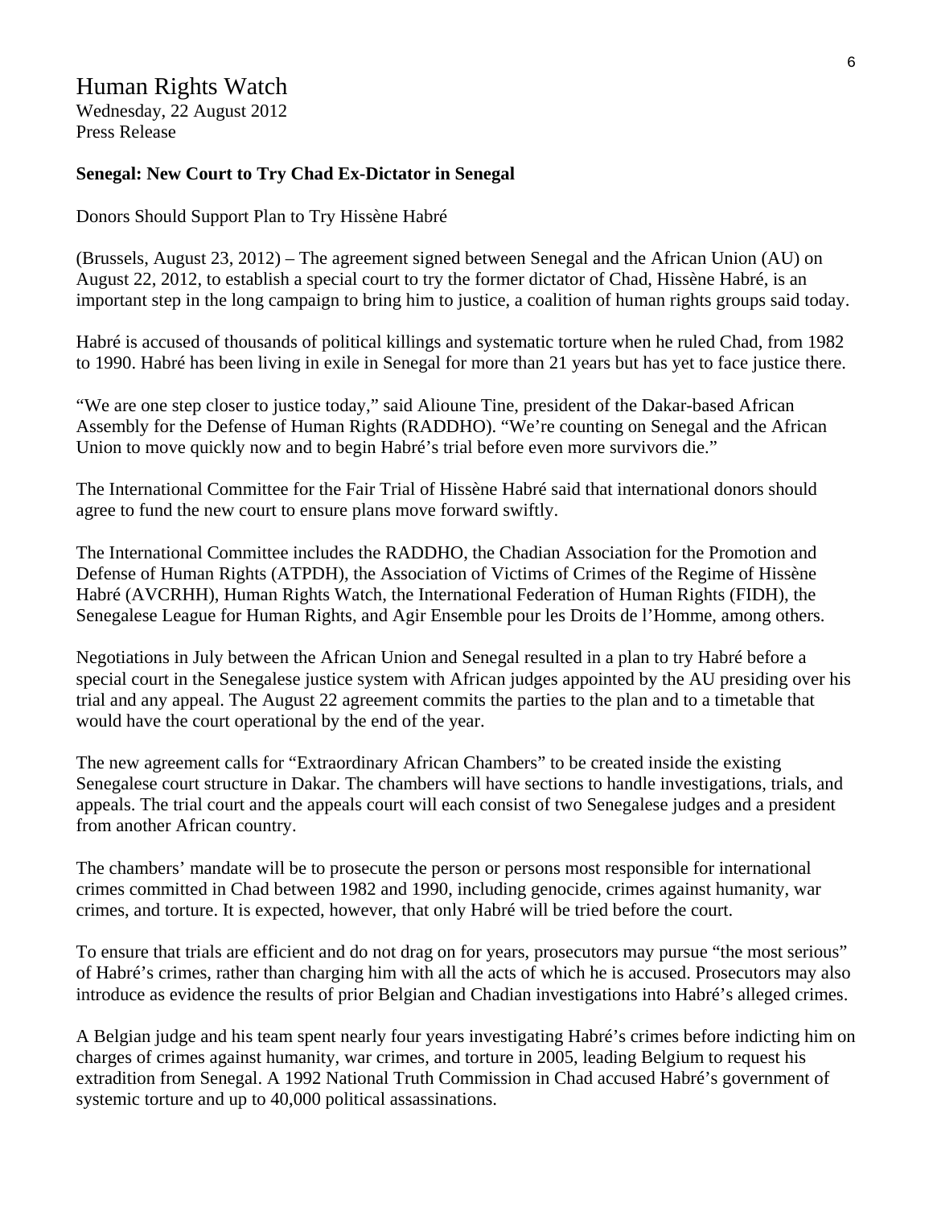# Human Rights Watch

Wednesday, 22 August 2012
Press Release

**Senegal: New Court to Try Chad Ex-Dictator in Senegal**

Donors Should Support Plan to Try Hissène Habré

(Brussels, August 23, 2012) – The agreement signed between Senegal and the African Union (AU) on August 22, 2012, to establish a special court to try the former dictator of Chad, Hissène Habré, is an important step in the long campaign to bring him to justice, a coalition of human rights groups said today.

Habré is accused of thousands of political killings and systematic torture when he ruled Chad, from 1982 to 1990. Habré has been living in exile in Senegal for more than 21 years but has yet to face justice there.

"We are one step closer to justice today," said Alioune Tine, president of the Dakar-based African Assembly for the Defense of Human Rights (RADDHO). "We're counting on Senegal and the African Union to move quickly now and to begin Habré's trial before even more survivors die."

The International Committee for the Fair Trial of Hissène Habré said that international donors should agree to fund the new court to ensure plans move forward swiftly.

The International Committee includes the RADDHO, the Chadian Association for the Promotion and Defense of Human Rights (ATPDH), the Association of Victims of Crimes of the Regime of Hissène Habré (AVCRHH), Human Rights Watch, the International Federation of Human Rights (FIDH), the Senegalese League for Human Rights, and Agir Ensemble pour les Droits de l'Homme, among others.

Negotiations in July between the African Union and Senegal resulted in a plan to try Habré before a special court in the Senegalese justice system with African judges appointed by the AU presiding over his trial and any appeal. The August 22 agreement commits the parties to the plan and to a timetable that would have the court operational by the end of the year.

The new agreement calls for "Extraordinary African Chambers" to be created inside the existing Senegalese court structure in Dakar. The chambers will have sections to handle investigations, trials, and appeals. The trial court and the appeals court will each consist of two Senegalese judges and a president from another African country.

The chambers' mandate will be to prosecute the person or persons most responsible for international crimes committed in Chad between 1982 and 1990, including genocide, crimes against humanity, war crimes, and torture. It is expected, however, that only Habré will be tried before the court.

To ensure that trials are efficient and do not drag on for years, prosecutors may pursue "the most serious" of Habré's crimes, rather than charging him with all the acts of which he is accused. Prosecutors may also introduce as evidence the results of prior Belgian and Chadian investigations into Habré's alleged crimes.

A Belgian judge and his team spent nearly four years investigating Habré's crimes before indicting him on charges of crimes against humanity, war crimes, and torture in 2005, leading Belgium to request his extradition from Senegal. A 1992 National Truth Commission in Chad accused Habré's government of systemic torture and up to 40,000 political assassinations.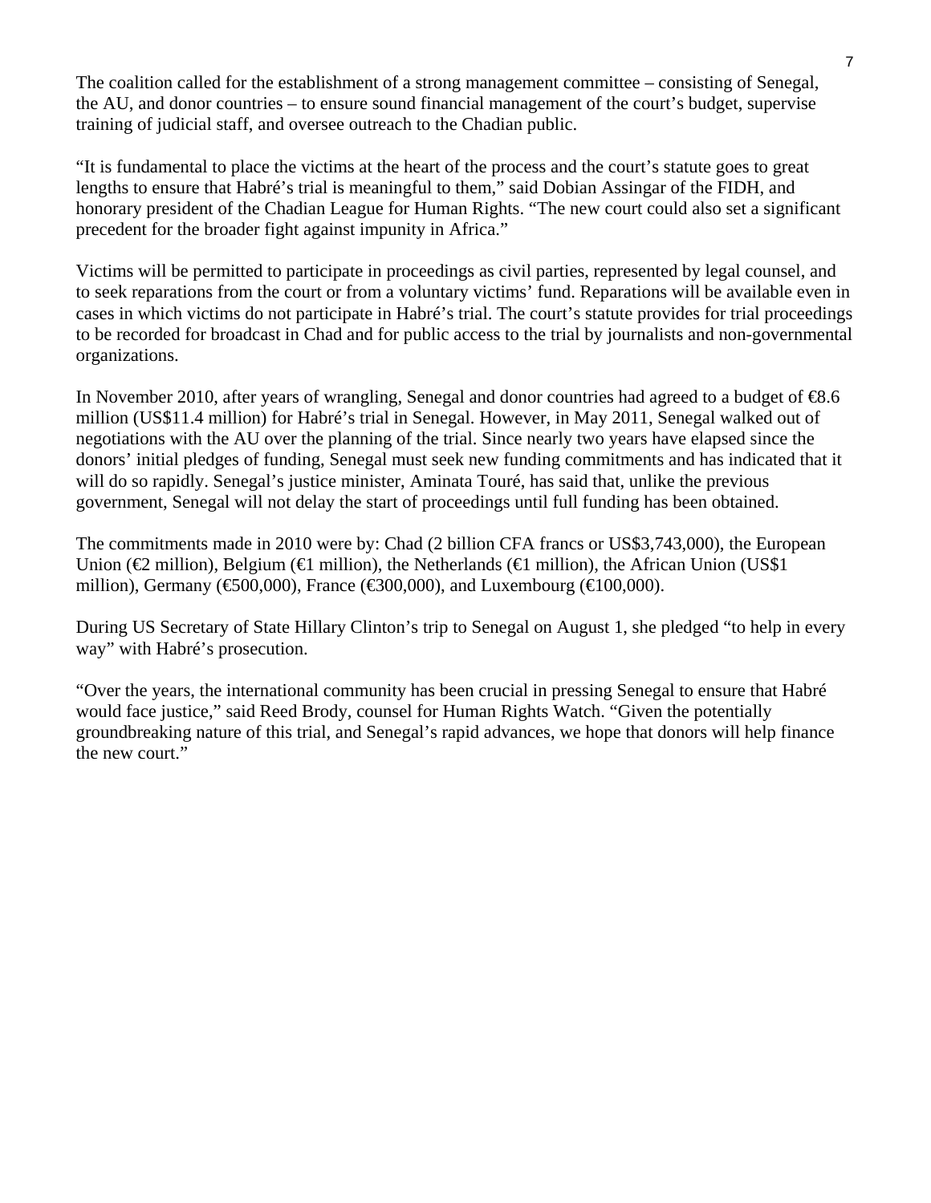The coalition called for the establishment of a strong management committee – consisting of Senegal, the AU, and donor countries – to ensure sound financial management of the court's budget, supervise training of judicial staff, and oversee outreach to the Chadian public.

"It is fundamental to place the victims at the heart of the process and the court's statute goes to great lengths to ensure that Habré's trial is meaningful to them," said Dobian Assingar of the FIDH, and honorary president of the Chadian League for Human Rights. "The new court could also set a significant precedent for the broader fight against impunity in Africa."

Victims will be permitted to participate in proceedings as civil parties, represented by legal counsel, and to seek reparations from the court or from a voluntary victims' fund. Reparations will be available even in cases in which victims do not participate in Habré's trial. The court's statute provides for trial proceedings to be recorded for broadcast in Chad and for public access to the trial by journalists and non-governmental organizations.

In November 2010, after years of wrangling, Senegal and donor countries had agreed to a budget of €8.6 million (US$11.4 million) for Habré's trial in Senegal. However, in May 2011, Senegal walked out of negotiations with the AU over the planning of the trial. Since nearly two years have elapsed since the donors' initial pledges of funding, Senegal must seek new funding commitments and has indicated that it will do so rapidly. Senegal's justice minister, Aminata Touré, has said that, unlike the previous government, Senegal will not delay the start of proceedings until full funding has been obtained.

The commitments made in 2010 were by: Chad (2 billion CFA francs or US$3,743,000), the European Union (€2 million), Belgium (€1 million), the Netherlands (€1 million), the African Union (US$1 million), Germany (€500,000), France (€300,000), and Luxembourg (€100,000).

During US Secretary of State Hillary Clinton's trip to Senegal on August 1, she pledged "to help in every way" with Habré's prosecution.

"Over the years, the international community has been crucial in pressing Senegal to ensure that Habré would face justice," said Reed Brody, counsel for Human Rights Watch. "Given the potentially groundbreaking nature of this trial, and Senegal's rapid advances, we hope that donors will help finance the new court."